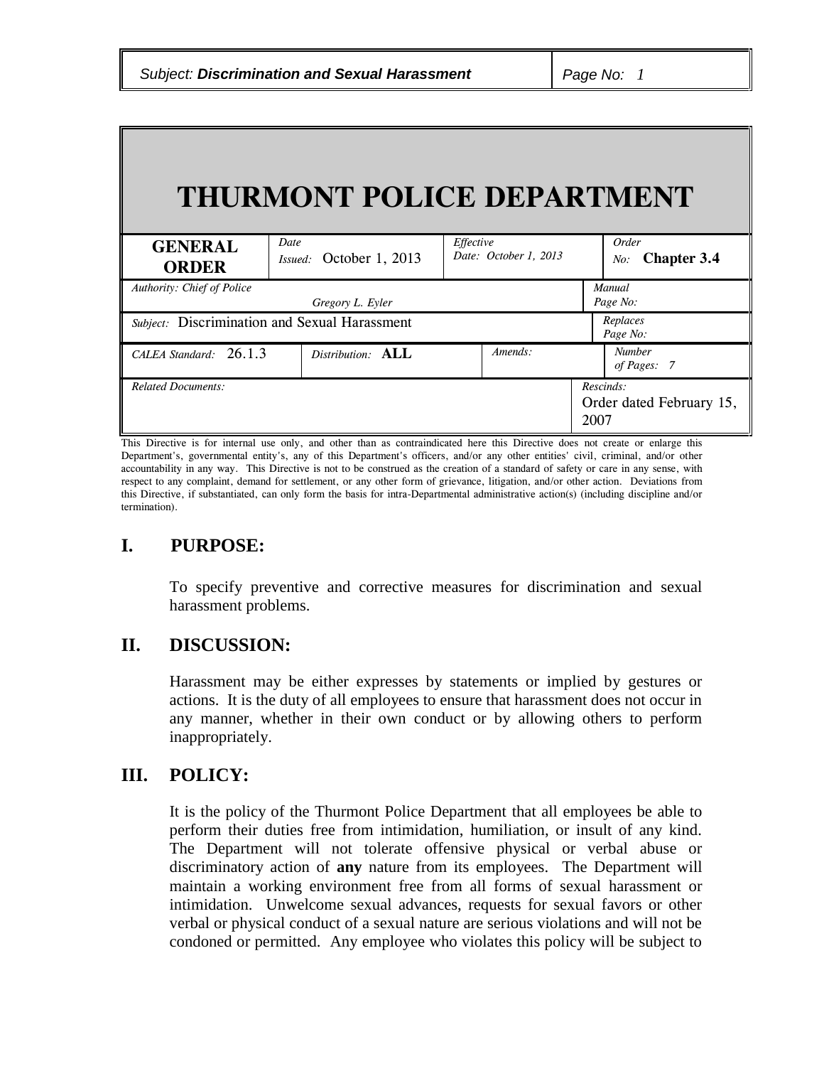# THURMONT POLICE DEPARTMENT

| GENERAL ORDER | Date Issued: October 1, 2013 | Effective Date: October 1, 2013 | Order No: **Chapter 3.4** |
|---|---|---|---|
| Authority: Chief of Police Gregory L. Eyler | | | Manual Page No: |
| Subject: Discrimination and Sexual Harassment | | | Replaces Page No: |
| CALEA Standard: 26.1.3 | Distribution: **ALL** | Amends: | Number of Pages: 7 |
| Related Documents: | | | Rescinds: Order dated February 15, 2007 |

This Directive is for internal use only, and other than as contraindicated here this Directive does not create or enlarge this Department's, governmental entity's, any of this Department's officers, and/or any other entities' civil, criminal, and/or other accountability in any way. This Directive is not to be construed as the creation of a standard of safety or care in any sense, with respect to any complaint, demand for settlement, or any other form of grievance, litigation, and/or other action. Deviations from this Directive, if substantiated, can only form the basis for intra-Departmental administrative action(s) (including discipline and/or termination).

## I. PURPOSE:

To specify preventive and corrective measures for discrimination and sexual harassment problems.

## II. DISCUSSION:

Harassment may be either expresses by statements or implied by gestures or actions. It is the duty of all employees to ensure that harassment does not occur in any manner, whether in their own conduct or by allowing others to perform inappropriately.

## III. POLICY:

It is the policy of the Thurmont Police Department that all employees be able to perform their duties free from intimidation, humiliation, or insult of any kind. The Department will not tolerate offensive physical or verbal abuse or discriminatory action of **any** nature from its employees. The Department will maintain a working environment free from all forms of sexual harassment or intimidation. Unwelcome sexual advances, requests for sexual favors or other verbal or physical conduct of a sexual nature are serious violations and will not be condoned or permitted. Any employee who violates this policy will be subject to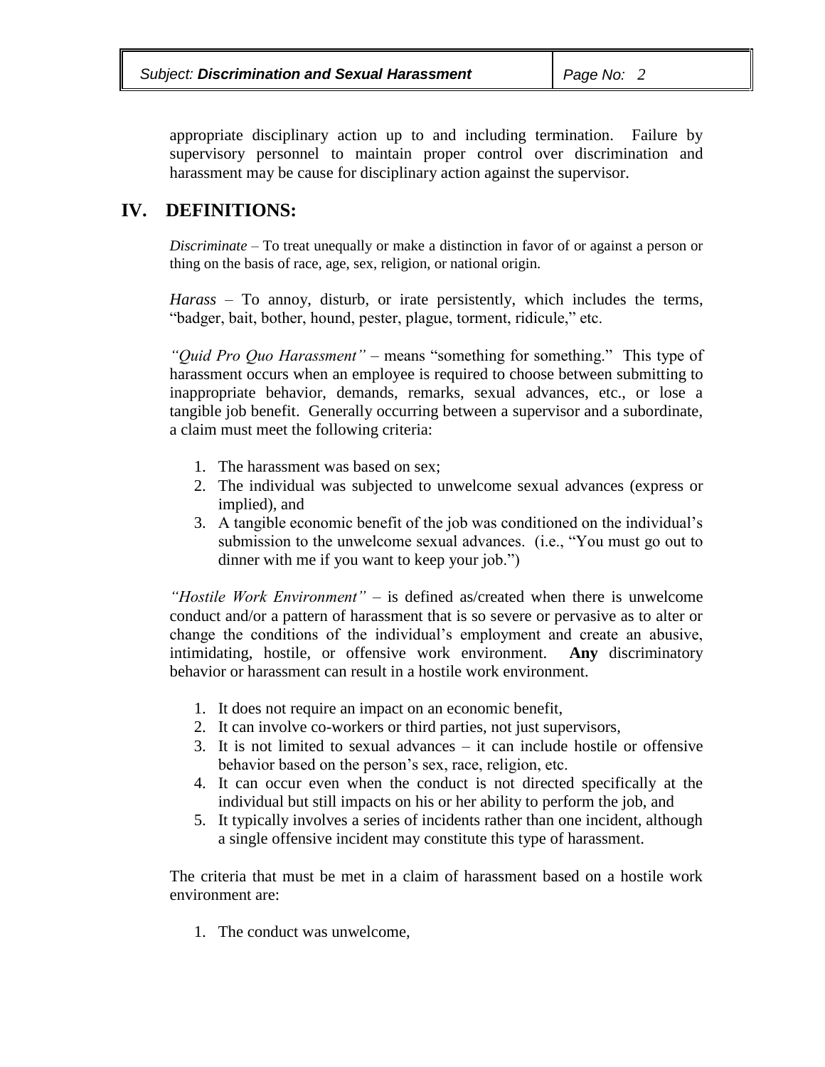appropriate disciplinary action up to and including termination. Failure by supervisory personnel to maintain proper control over discrimination and harassment may be cause for disciplinary action against the supervisor.

## IV. DEFINITIONS:

*Discriminate* – To treat unequally or make a distinction in favor of or against a person or thing on the basis of race, age, sex, religion, or national origin.

*Harass* – To annoy, disturb, or irate persistently, which includes the terms, "badger, bait, bother, hound, pester, plague, torment, ridicule," etc.

*"Quid Pro Quo Harassment"* – means "something for something." This type of harassment occurs when an employee is required to choose between submitting to inappropriate behavior, demands, remarks, sexual advances, etc., or lose a tangible job benefit. Generally occurring between a supervisor and a subordinate, a claim must meet the following criteria:

1. The harassment was based on sex;
2. The individual was subjected to unwelcome sexual advances (express or implied), and
3. A tangible economic benefit of the job was conditioned on the individual's submission to the unwelcome sexual advances. (i.e., "You must go out to dinner with me if you want to keep your job.")

*"Hostile Work Environment"* – is defined as/created when there is unwelcome conduct and/or a pattern of harassment that is so severe or pervasive as to alter or change the conditions of the individual's employment and create an abusive, intimidating, hostile, or offensive work environment. **Any** discriminatory behavior or harassment can result in a hostile work environment.

1. It does not require an impact on an economic benefit,
2. It can involve co-workers or third parties, not just supervisors,
3. It is not limited to sexual advances – it can include hostile or offensive behavior based on the person's sex, race, religion, etc.
4. It can occur even when the conduct is not directed specifically at the individual but still impacts on his or her ability to perform the job, and
5. It typically involves a series of incidents rather than one incident, although a single offensive incident may constitute this type of harassment.

The criteria that must be met in a claim of harassment based on a hostile work environment are:

1. The conduct was unwelcome,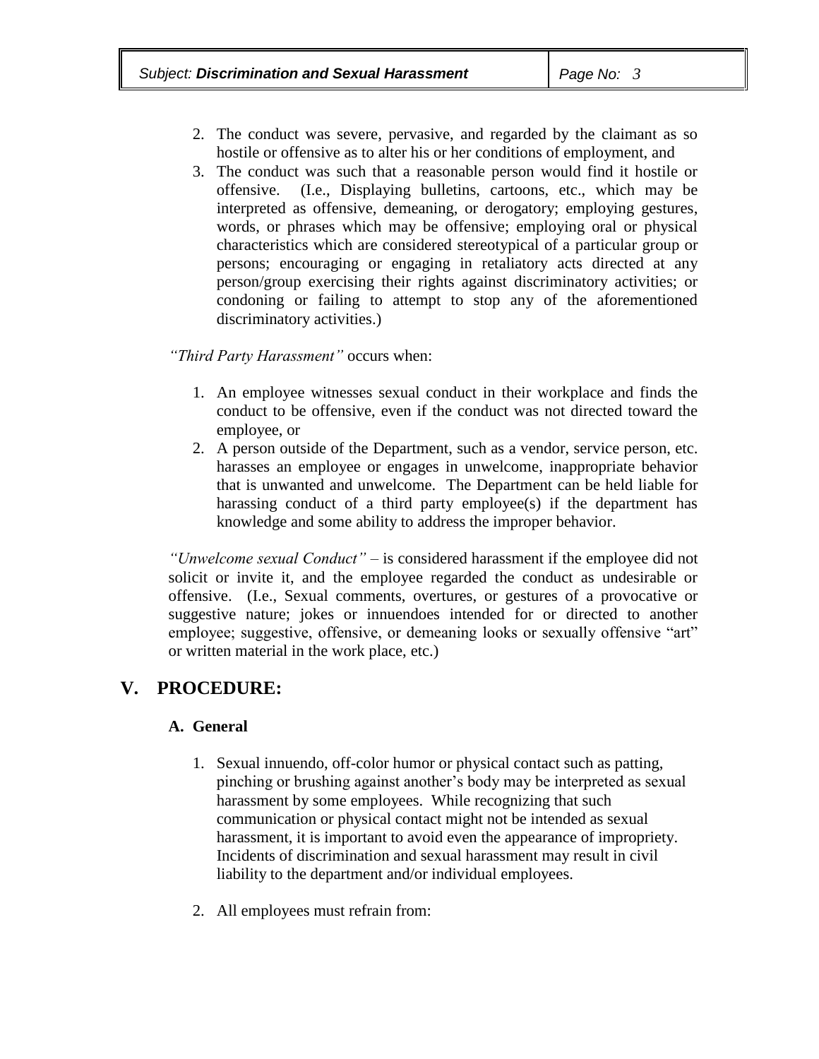2. The conduct was severe, pervasive, and regarded by the claimant as so hostile or offensive as to alter his or her conditions of employment, and
3. The conduct was such that a reasonable person would find it hostile or offensive. (I.e., Displaying bulletins, cartoons, etc., which may be interpreted as offensive, demeaning, or derogatory; employing gestures, words, or phrases which may be offensive; employing oral or physical characteristics which are considered stereotypical of a particular group or persons; encouraging or engaging in retaliatory acts directed at any person/group exercising their rights against discriminatory activities; or condoning or failing to attempt to stop any of the aforementioned discriminatory activities.)

*"Third Party Harassment"* occurs when:

1. An employee witnesses sexual conduct in their workplace and finds the conduct to be offensive, even if the conduct was not directed toward the employee, or
2. A person outside of the Department, such as a vendor, service person, etc. harasses an employee or engages in unwelcome, inappropriate behavior that is unwanted and unwelcome. The Department can be held liable for harassing conduct of a third party employee(s) if the department has knowledge and some ability to address the improper behavior.

*"Unwelcome sexual Conduct"* – is considered harassment if the employee did not solicit or invite it, and the employee regarded the conduct as undesirable or offensive. (I.e., Sexual comments, overtures, or gestures of a provocative or suggestive nature; jokes or innuendoes intended for or directed to another employee; suggestive, offensive, or demeaning looks or sexually offensive "art" or written material in the work place, etc.)

## V. PROCEDURE:

### A. General

1. Sexual innuendo, off-color humor or physical contact such as patting, pinching or brushing against another's body may be interpreted as sexual harassment by some employees. While recognizing that such communication or physical contact might not be intended as sexual harassment, it is important to avoid even the appearance of impropriety. Incidents of discrimination and sexual harassment may result in civil liability to the department and/or individual employees.

2. All employees must refrain from: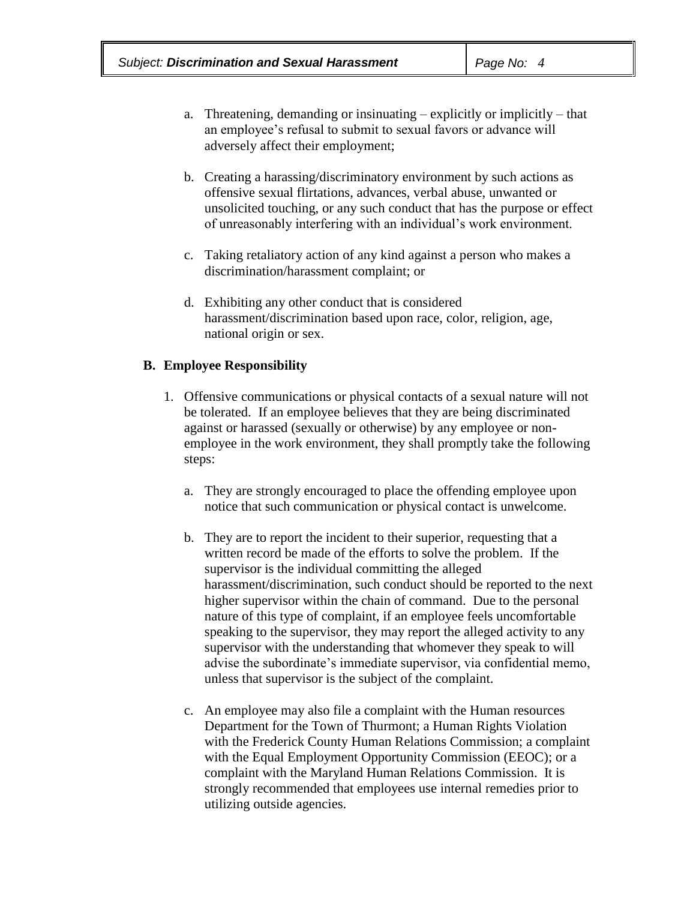a. Threatening, demanding or insinuating – explicitly or implicitly – that an employee's refusal to submit to sexual favors or advance will adversely affect their employment;

b. Creating a harassing/discriminatory environment by such actions as offensive sexual flirtations, advances, verbal abuse, unwanted or unsolicited touching, or any such conduct that has the purpose or effect of unreasonably interfering with an individual's work environment.

c. Taking retaliatory action of any kind against a person who makes a discrimination/harassment complaint; or

d. Exhibiting any other conduct that is considered harassment/discrimination based upon race, color, religion, age, national origin or sex.

**B. Employee Responsibility**

1. Offensive communications or physical contacts of a sexual nature will not be tolerated. If an employee believes that they are being discriminated against or harassed (sexually or otherwise) by any employee or non-employee in the work environment, they shall promptly take the following steps:

   a. They are strongly encouraged to place the offending employee upon notice that such communication or physical contact is unwelcome.

   b. They are to report the incident to their superior, requesting that a written record be made of the efforts to solve the problem. If the supervisor is the individual committing the alleged harassment/discrimination, such conduct should be reported to the next higher supervisor within the chain of command. Due to the personal nature of this type of complaint, if an employee feels uncomfortable speaking to the supervisor, they may report the alleged activity to any supervisor with the understanding that whomever they speak to will advise the subordinate's immediate supervisor, via confidential memo, unless that supervisor is the subject of the complaint.

   c. An employee may also file a complaint with the Human resources Department for the Town of Thurmont; a Human Rights Violation with the Frederick County Human Relations Commission; a complaint with the Equal Employment Opportunity Commission (EEOC); or a complaint with the Maryland Human Relations Commission. It is strongly recommended that employees use internal remedies prior to utilizing outside agencies.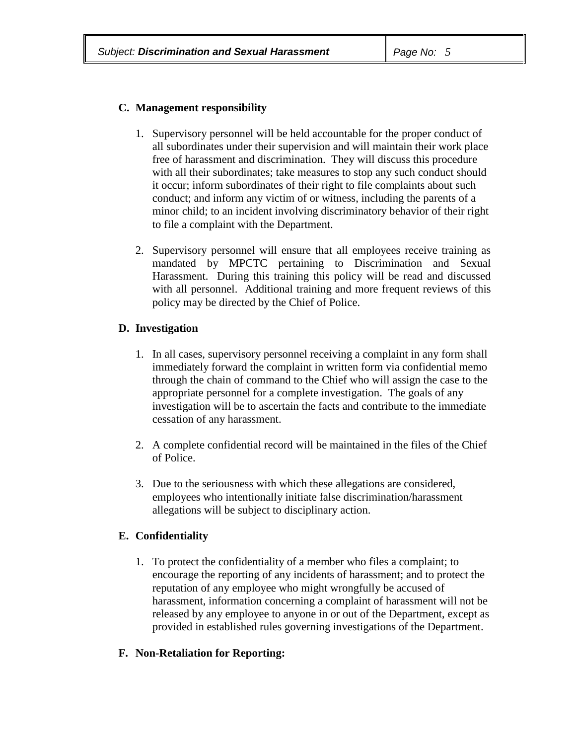### C. Management responsibility

1. Supervisory personnel will be held accountable for the proper conduct of all subordinates under their supervision and will maintain their work place free of harassment and discrimination. They will discuss this procedure with all their subordinates; take measures to stop any such conduct should it occur; inform subordinates of their right to file complaints about such conduct; and inform any victim of or witness, including the parents of a minor child; to an incident involving discriminatory behavior of their right to file a complaint with the Department.

2. Supervisory personnel will ensure that all employees receive training as mandated by MPCTC pertaining to Discrimination and Sexual Harassment. During this training this policy will be read and discussed with all personnel. Additional training and more frequent reviews of this policy may be directed by the Chief of Police.

### D. Investigation

1. In all cases, supervisory personnel receiving a complaint in any form shall immediately forward the complaint in written form via confidential memo through the chain of command to the Chief who will assign the case to the appropriate personnel for a complete investigation. The goals of any investigation will be to ascertain the facts and contribute to the immediate cessation of any harassment.

2. A complete confidential record will be maintained in the files of the Chief of Police.

3. Due to the seriousness with which these allegations are considered, employees who intentionally initiate false discrimination/harassment allegations will be subject to disciplinary action.

### E. Confidentiality

1. To protect the confidentiality of a member who files a complaint; to encourage the reporting of any incidents of harassment; and to protect the reputation of any employee who might wrongfully be accused of harassment, information concerning a complaint of harassment will not be released by any employee to anyone in or out of the Department, except as provided in established rules governing investigations of the Department.

### F. Non-Retaliation for Reporting: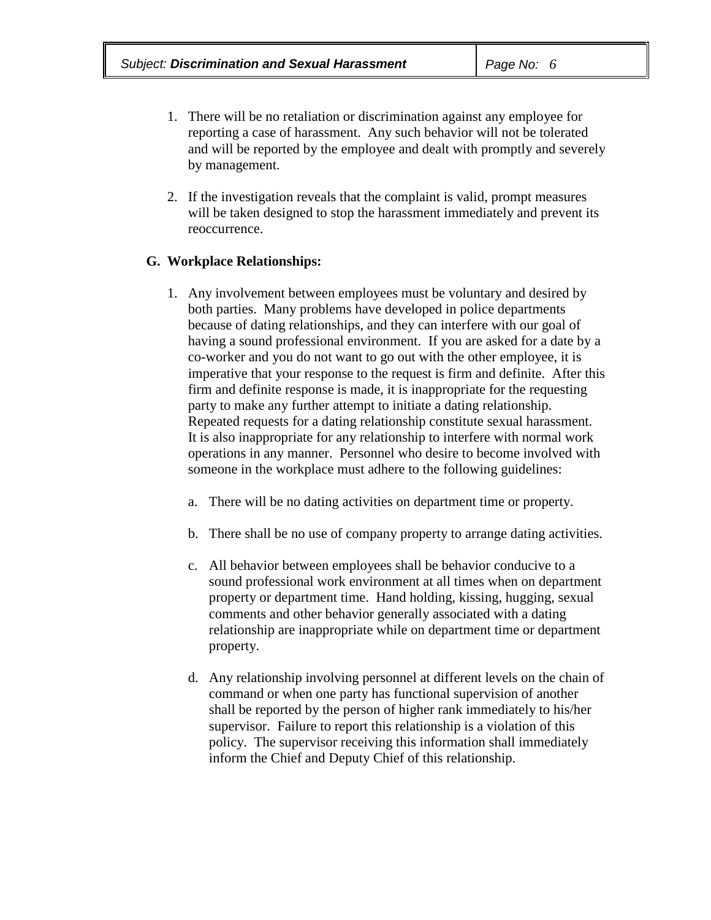1. There will be no retaliation or discrimination against any employee for reporting a case of harassment. Any such behavior will not be tolerated and will be reported by the employee and dealt with promptly and severely by management.

2. If the investigation reveals that the complaint is valid, prompt measures will be taken designed to stop the harassment immediately and prevent its reoccurrence.

**G. Workplace Relationships:**

1. Any involvement between employees must be voluntary and desired by both parties. Many problems have developed in police departments because of dating relationships, and they can interfere with our goal of having a sound professional environment. If you are asked for a date by a co-worker and you do not want to go out with the other employee, it is imperative that your response to the request is firm and definite. After this firm and definite response is made, it is inappropriate for the requesting party to make any further attempt to initiate a dating relationship. Repeated requests for a dating relationship constitute sexual harassment. It is also inappropriate for any relationship to interfere with normal work operations in any manner. Personnel who desire to become involved with someone in the workplace must adhere to the following guidelines:

   a. There will be no dating activities on department time or property.

   b. There shall be no use of company property to arrange dating activities.

   c. All behavior between employees shall be behavior conducive to a sound professional work environment at all times when on department property or department time. Hand holding, kissing, hugging, sexual comments and other behavior generally associated with a dating relationship are inappropriate while on department time or department property.

   d. Any relationship involving personnel at different levels on the chain of command or when one party has functional supervision of another shall be reported by the person of higher rank immediately to his/her supervisor. Failure to report this relationship is a violation of this policy. The supervisor receiving this information shall immediately inform the Chief and Deputy Chief of this relationship.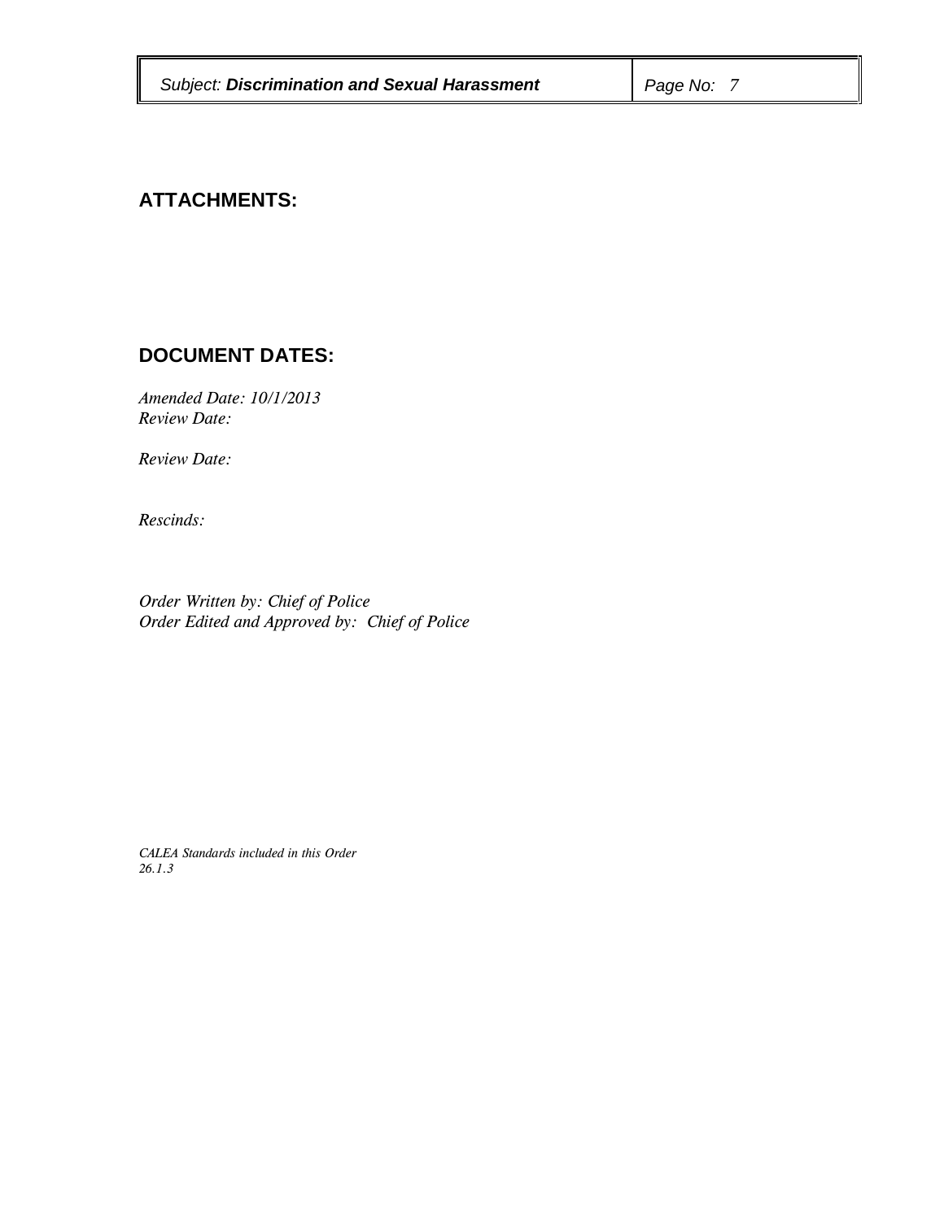## ATTACHMENTS:

## DOCUMENT DATES:

*Amended Date: 10/1/2013*
*Review Date:*

*Review Date:*

*Rescinds:*

*Order Written by: Chief of Police*
*Order Edited and Approved by: Chief of Police*

*CALEA Standards included in this Order*
*26.1.3*